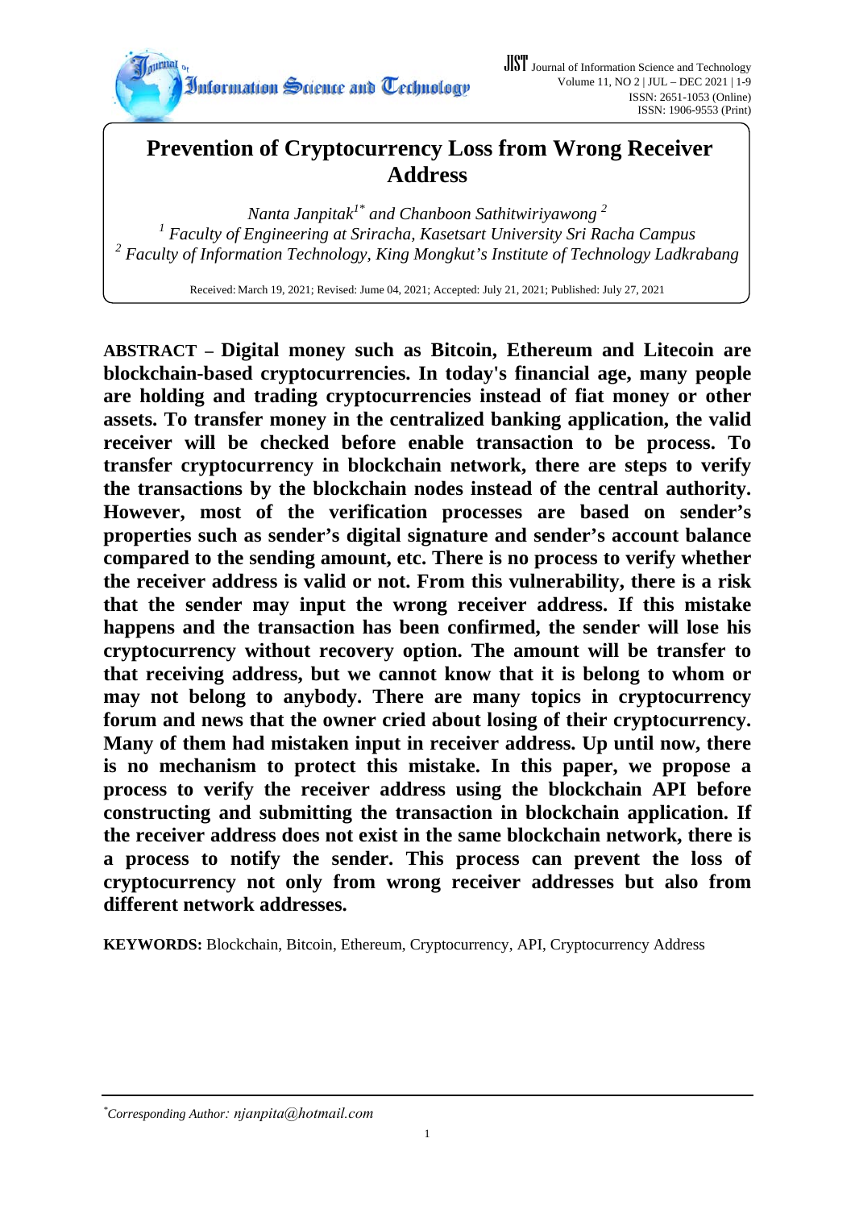# Prevention of Cryptocurrency Loss from Wrong Receiver Address

*Nanta Janpitak[1*] and Chanboon Sathitwiriyawong [2]*

*[1] Faculty of Engineering at Sriracha, Kasetsart University Sri Racha Campus*

*[2] Faculty of Information Technology, King Mongkut's Institute of Technology Ladkrabang*

Received: March 19, 2021; Revised: Jume 04, 2021; Accepted: July 21, 2021; Published: July 27, 2021

**ABSTRACT – Digital money such as Bitcoin, Ethereum and Litecoin are blockchain-based cryptocurrencies. In today's financial age, many people are holding and trading cryptocurrencies instead of fiat money or other assets. To transfer money in the centralized banking application, the valid receiver will be checked before enable transaction to be process. To transfer cryptocurrency in blockchain network, there are steps to verify the transactions by the blockchain nodes instead of the central authority. However, most of the verification processes are based on sender's properties such as sender's digital signature and sender's account balance compared to the sending amount, etc. There is no process to verify whether the receiver address is valid or not. From this vulnerability, there is a risk that the sender may input the wrong receiver address. If this mistake happens and the transaction has been confirmed, the sender will lose his cryptocurrency without recovery option. The amount will be transfer to that receiving address, but we cannot know that it is belong to whom or may not belong to anybody. There are many topics in cryptocurrency forum and news that the owner cried about losing of their cryptocurrency. Many of them had mistaken input in receiver address. Up until now, there is no mechanism to protect this mistake. In this paper, we propose a process to verify the receiver address using the blockchain API before constructing and submitting the transaction in blockchain application. If the receiver address does not exist in the same blockchain network, there is a process to notify the sender. This process can prevent the loss of cryptocurrency not only from wrong receiver addresses but also from different network addresses.**

**KEYWORDS:** Blockchain, Bitcoin, Ethereum, Cryptocurrency, API, Cryptocurrency Address

[*]Corresponding Author: *njanpita@hotmail.com*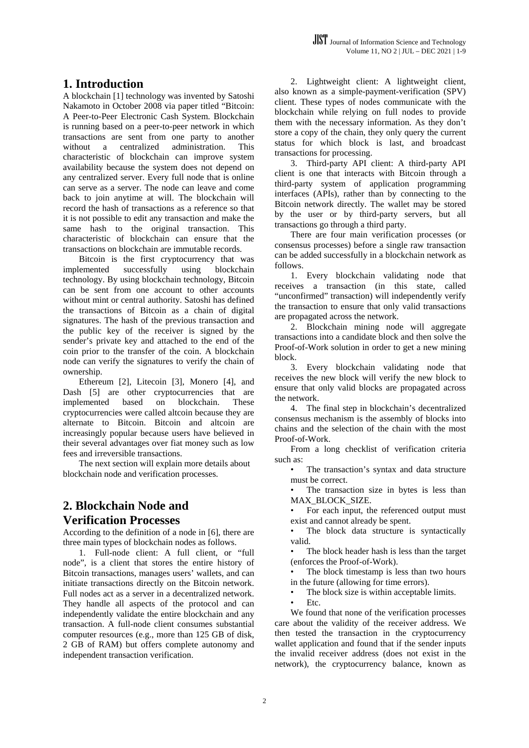# 1. Introduction

A blockchain [1] technology was invented by Satoshi Nakamoto in October 2008 via paper titled "Bitcoin: A Peer-to-Peer Electronic Cash System. Blockchain is running based on a peer-to-peer network in which transactions are sent from one party to another without a centralized administration. This characteristic of blockchain can improve system availability because the system does not depend on any centralized server. Every full node that is online can serve as a server. The node can leave and come back to join anytime at will. The blockchain will record the hash of transactions as a reference so that it is not possible to edit any transaction and make the same hash to the original transaction. This characteristic of blockchain can ensure that the transactions on blockchain are immutable records.

Bitcoin is the first cryptocurrency that was implemented successfully using blockchain technology. By using blockchain technology, Bitcoin can be sent from one account to other accounts without mint or central authority. Satoshi has defined the transactions of Bitcoin as a chain of digital signatures. The hash of the previous transaction and the public key of the receiver is signed by the sender's private key and attached to the end of the coin prior to the transfer of the coin. A blockchain node can verify the signatures to verify the chain of ownership.

Ethereum [2], Litecoin [3], Monero [4], and Dash [5] are other cryptocurrencies that are implemented based on blockchain. These cryptocurrencies were called altcoin because they are alternate to Bitcoin. Bitcoin and altcoin are increasingly popular because users have believed in their several advantages over fiat money such as low fees and irreversible transactions.

The next section will explain more details about blockchain node and verification processes.

# 2. Blockchain Node and Verification Processes

According to the definition of a node in [6], there are three main types of blockchain nodes as follows.

1. Full-node client: A full client, or "full node", is a client that stores the entire history of Bitcoin transactions, manages users' wallets, and can initiate transactions directly on the Bitcoin network. Full nodes act as a server in a decentralized network. They handle all aspects of the protocol and can independently validate the entire blockchain and any transaction. A full-node client consumes substantial computer resources (e.g., more than 125 GB of disk, 2 GB of RAM) but offers complete autonomy and independent transaction verification.

2. Lightweight client: A lightweight client, also known as a simple-payment-verification (SPV) client. These types of nodes communicate with the blockchain while relying on full nodes to provide them with the necessary information. As they don't store a copy of the chain, they only query the current status for which block is last, and broadcast transactions for processing.

3. Third-party API client: A third-party API client is one that interacts with Bitcoin through a third-party system of application programming interfaces (APIs), rather than by connecting to the Bitcoin network directly. The wallet may be stored by the user or by third-party servers, but all transactions go through a third party.

There are four main verification processes (or consensus processes) before a single raw transaction can be added successfully in a blockchain network as follows.

1. Every blockchain validating node that receives a transaction (in this state, called "unconfirmed" transaction) will independently verify the transaction to ensure that only valid transactions are propagated across the network.

2. Blockchain mining node will aggregate transactions into a candidate block and then solve the Proof-of-Work solution in order to get a new mining block.

3. Every blockchain validating node that receives the new block will verify the new block to ensure that only valid blocks are propagated across the network.

4. The final step in blockchain's decentralized consensus mechanism is the assembly of blocks into chains and the selection of the chain with the most Proof-of-Work.

From a long checklist of verification criteria such as:

- The transaction's syntax and data structure must be correct.
- The transaction size in bytes is less than MAX_BLOCK_SIZE.
- For each input, the referenced output must exist and cannot already be spent.
- The block data structure is syntactically valid.
- The block header hash is less than the target (enforces the Proof-of-Work).
- The block timestamp is less than two hours in the future (allowing for time errors).
- The block size is within acceptable limits.
- Etc.

We found that none of the verification processes care about the validity of the receiver address. We then tested the transaction in the cryptocurrency wallet application and found that if the sender inputs the invalid receiver address (does not exist in the network), the cryptocurrency balance, known as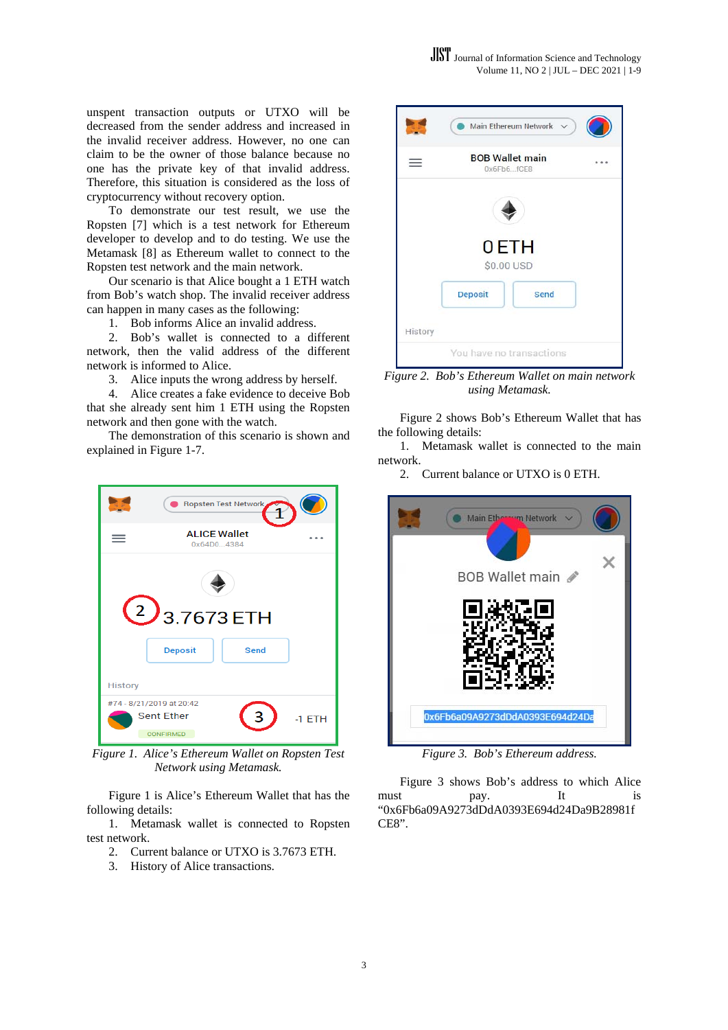unspent transaction outputs or UTXO will be decreased from the sender address and increased in the invalid receiver address. However, no one can claim to be the owner of those balance because no one has the private key of that invalid address. Therefore, this situation is considered as the loss of cryptocurrency without recovery option.

To demonstrate our test result, we use the Ropsten [7] which is a test network for Ethereum developer to develop and to do testing. We use the Metamask [8] as Ethereum wallet to connect to the Ropsten test network and the main network.

Our scenario is that Alice bought a 1 ETH watch from Bob's watch shop. The invalid receiver address can happen in many cases as the following:

1. Bob informs Alice an invalid address.
2. Bob's wallet is connected to a different network, then the valid address of the different network is informed to Alice.
3. Alice inputs the wrong address by herself.
4. Alice creates a fake evidence to deceive Bob that she already sent him 1 ETH using the Ropsten network and then gone with the watch.

The demonstration of this scenario is shown and explained in Figure 1-7.

*Figure 1. Alice's Ethereum Wallet on Ropsten Test Network using Metamask.*

Figure 1 is Alice's Ethereum Wallet that has the following details:

1. Metamask wallet is connected to Ropsten test network.
2. Current balance or UTXO is 3.7673 ETH.
3. History of Alice transactions.

*Figure 2. Bob's Ethereum Wallet on main network using Metamask.*

Figure 2 shows Bob's Ethereum Wallet that has the following details:

1. Metamask wallet is connected to the main network.
2. Current balance or UTXO is 0 ETH.

*Figure 3. Bob's Ethereum address.*

Figure 3 shows Bob's address to which Alice must pay. It is "0x6Fb6a09A9273dDdA0393E694d24Da9B28981fCE8".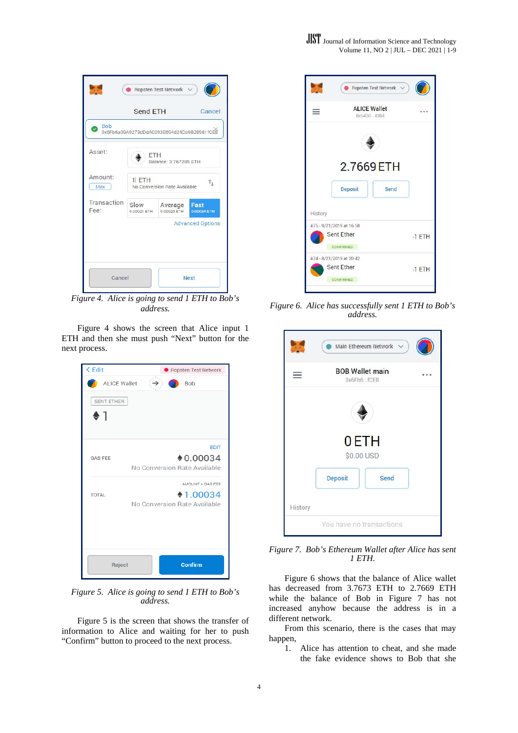*Figure 4. Alice is going to send 1 ETH to Bob's address.*

Figure 4 shows the screen that Alice input 1 ETH and then she must push "Next" button for the next process.

*Figure 5. Alice is going to send 1 ETH to Bob's address.*

Figure 5 is the screen that shows the transfer of information to Alice and waiting for her to push "Confirm" button to proceed to the next process.

*Figure 6. Alice has successfully sent 1 ETH to Bob's address.*

*Figure 7. Bob's Ethereum Wallet after Alice has sent 1 ETH.*

Figure 6 shows that the balance of Alice wallet has decreased from 3.7673 ETH to 2.7669 ETH while the balance of Bob in Figure 7 has not increased anyhow because the address is in a different network.

From this scenario, there is the cases that may happen,

1. Alice has attention to cheat, and she made the fake evidence shows to Bob that she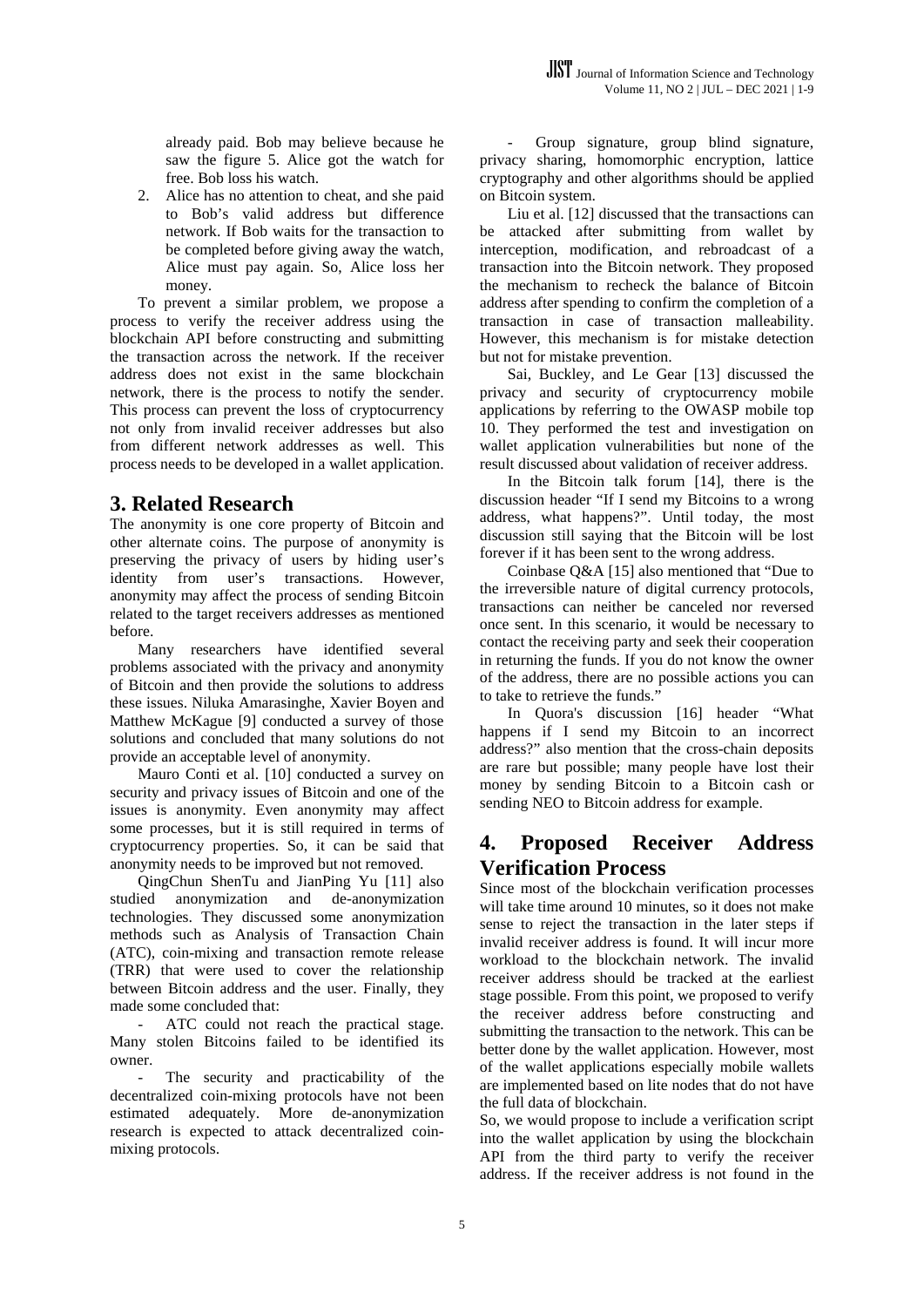already paid. Bob may believe because he saw the figure 5. Alice got the watch for free. Bob loss his watch.

2. Alice has no attention to cheat, and she paid to Bob's valid address but difference network. If Bob waits for the transaction to be completed before giving away the watch, Alice must pay again. So, Alice loss her money.

To prevent a similar problem, we propose a process to verify the receiver address using the blockchain API before constructing and submitting the transaction across the network. If the receiver address does not exist in the same blockchain network, there is the process to notify the sender. This process can prevent the loss of cryptocurrency not only from invalid receiver addresses but also from different network addresses as well. This process needs to be developed in a wallet application.

## 3. Related Research

The anonymity is one core property of Bitcoin and other alternate coins. The purpose of anonymity is preserving the privacy of users by hiding user's identity from user's transactions. However, anonymity may affect the process of sending Bitcoin related to the target receivers addresses as mentioned before.

Many researchers have identified several problems associated with the privacy and anonymity of Bitcoin and then provide the solutions to address these issues. Niluka Amarasinghe, Xavier Boyen and Matthew McKague [9] conducted a survey of those solutions and concluded that many solutions do not provide an acceptable level of anonymity.

Mauro Conti et al. [10] conducted a survey on security and privacy issues of Bitcoin and one of the issues is anonymity. Even anonymity may affect some processes, but it is still required in terms of cryptocurrency properties. So, it can be said that anonymity needs to be improved but not removed.

QingChun ShenTu and JianPing Yu [11] also studied anonymization and de-anonymization technologies. They discussed some anonymization methods such as Analysis of Transaction Chain (ATC), coin-mixing and transaction remote release (TRR) that were used to cover the relationship between Bitcoin address and the user. Finally, they made some concluded that:

- ATC could not reach the practical stage. Many stolen Bitcoins failed to be identified its owner.
- The security and practicability of the decentralized coin-mixing protocols have not been estimated adequately. More de-anonymization research is expected to attack decentralized coin-mixing protocols.
- Group signature, group blind signature, privacy sharing, homomorphic encryption, lattice cryptography and other algorithms should be applied on Bitcoin system.

Liu et al. [12] discussed that the transactions can be attacked after submitting from wallet by interception, modification, and rebroadcast of a transaction into the Bitcoin network. They proposed the mechanism to recheck the balance of Bitcoin address after spending to confirm the completion of a transaction in case of transaction malleability. However, this mechanism is for mistake detection but not for mistake prevention.

Sai, Buckley, and Le Gear [13] discussed the privacy and security of cryptocurrency mobile applications by referring to the OWASP mobile top 10. They performed the test and investigation on wallet application vulnerabilities but none of the result discussed about validation of receiver address.

In the Bitcoin talk forum [14], there is the discussion header "If I send my Bitcoins to a wrong address, what happens?". Until today, the most discussion still saying that the Bitcoin will be lost forever if it has been sent to the wrong address.

Coinbase Q&A [15] also mentioned that "Due to the irreversible nature of digital currency protocols, transactions can neither be canceled nor reversed once sent. In this scenario, it would be necessary to contact the receiving party and seek their cooperation in returning the funds. If you do not know the owner of the address, there are no possible actions you can to take to retrieve the funds."

In Quora's discussion [16] header "What happens if I send my Bitcoin to an incorrect address?" also mention that the cross-chain deposits are rare but possible; many people have lost their money by sending Bitcoin to a Bitcoin cash or sending NEO to Bitcoin address for example.

## 4. Proposed Receiver Address Verification Process

Since most of the blockchain verification processes will take time around 10 minutes, so it does not make sense to reject the transaction in the later steps if invalid receiver address is found. It will incur more workload to the blockchain network. The invalid receiver address should be tracked at the earliest stage possible. From this point, we proposed to verify the receiver address before constructing and submitting the transaction to the network. This can be better done by the wallet application. However, most of the wallet applications especially mobile wallets are implemented based on lite nodes that do not have the full data of blockchain.

So, we would propose to include a verification script into the wallet application by using the blockchain API from the third party to verify the receiver address. If the receiver address is not found in the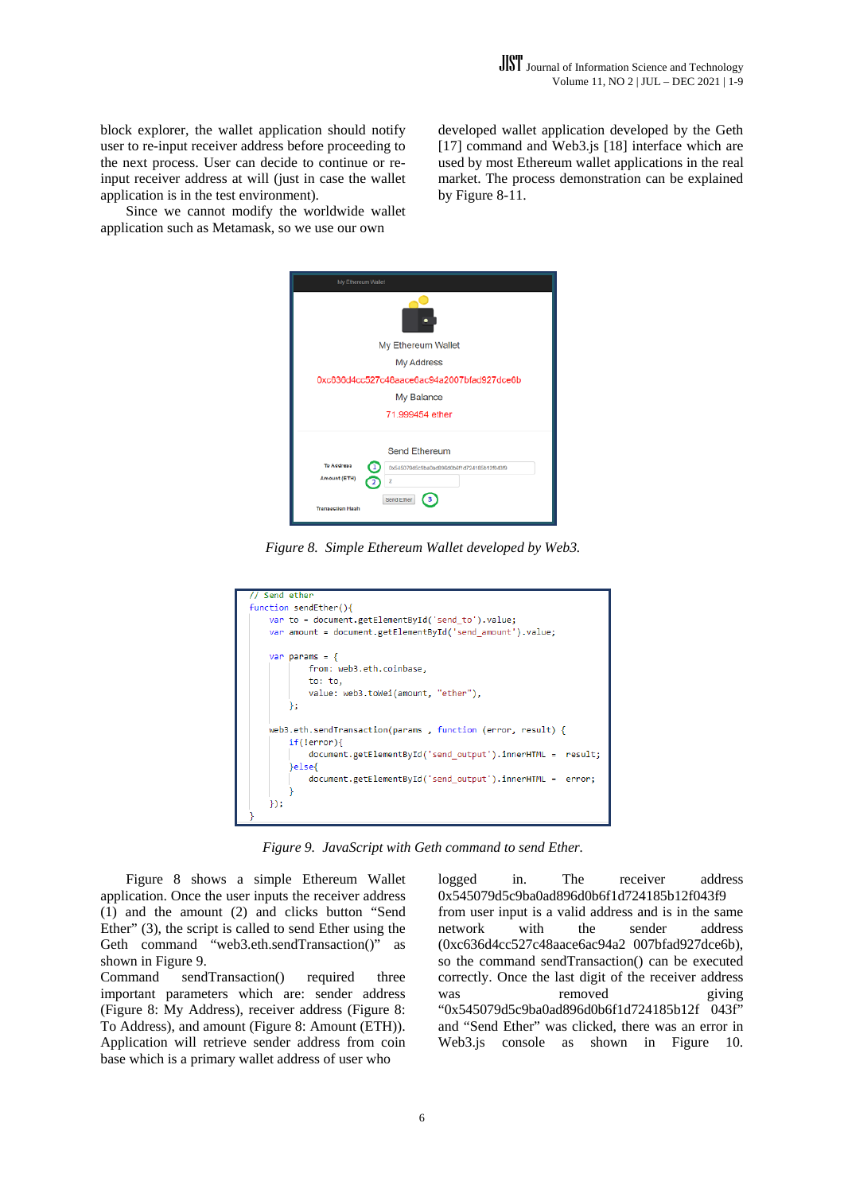block explorer, the wallet application should notify user to re-input receiver address before proceeding to the next process. User can decide to continue or re-input receiver address at will (just in case the wallet application is in the test environment).

Since we cannot modify the worldwide wallet application such as Metamask, so we use our own developed wallet application developed by the Geth [17] command and Web3.js [18] interface which are used by most Ethereum wallet applications in the real market. The process demonstration can be explained by Figure 8-11.

Figure 8. Simple Ethereum Wallet developed by Web3.

```
// Send ether
function sendEther(){
    var to = document.getElementById('send_to').value;
    var amount = document.getElementById('send_amount').value;

    var params = {
        from: web3.eth.coinbase,
        to: to,
        value: web3.toWei(amount, "ether"),
    };

    web3.eth.sendTransaction(params , function (error, result) {
        if(!error){
            document.getElementById('send_output').innerHTML =  result;
        }else{
            document.getElementById('send_output').innerHTML =  error;
        }
    });
}
```

Figure 9. JavaScript with Geth command to send Ether.

Figure 8 shows a simple Ethereum Wallet application. Once the user inputs the receiver address (1) and the amount (2) and clicks button "Send Ether" (3), the script is called to send Ether using the Geth command "web3.eth.sendTransaction()" as shown in Figure 9.

Command sendTransaction() required three important parameters which are: sender address (Figure 8: My Address), receiver address (Figure 8: To Address), and amount (Figure 8: Amount (ETH)). Application will retrieve sender address from coin base which is a primary wallet address of user who logged in. The receiver address 0x545079d5c9ba0ad896d0b6f1d724185b12f043f9 from user input is a valid address and is in the same network with the sender address (0xc636d4cc527c48aace6ac94a2 007bfad927dce6b), so the command sendTransaction() can be executed correctly. Once the last digit of the receiver address was removed giving "0x545079d5c9ba0ad896d0b6f1d724185b12f 043f" and "Send Ether" was clicked, there was an error in Web3.js console as shown in Figure 10.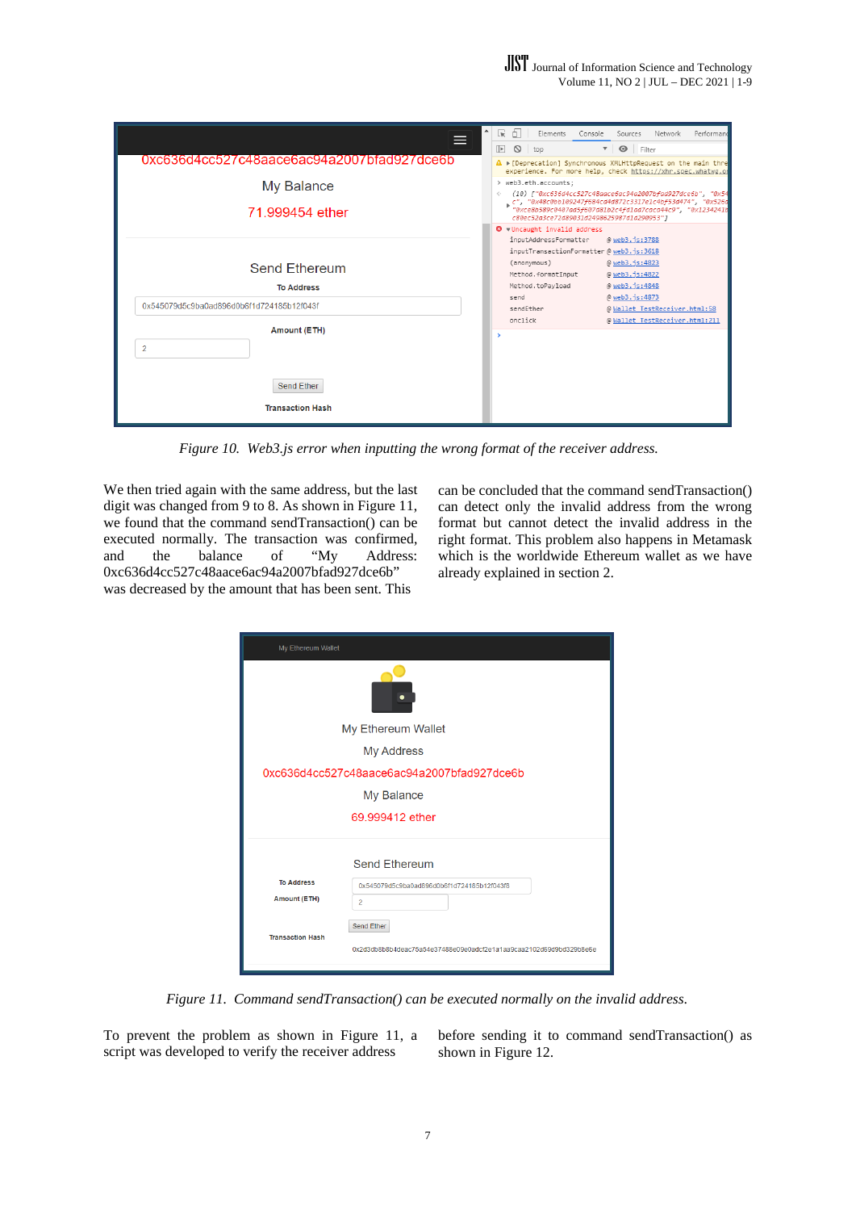*Figure 10. Web3.js error when inputting the wrong format of the receiver address.*

We then tried again with the same address, but the last digit was changed from 9 to 8. As shown in Figure 11, we found that the command sendTransaction() can be executed normally. The transaction was confirmed, and the balance of "My Address: 0xc636d4cc527c48aace6ac94a2007bfad927dce6b" was decreased by the amount that has been sent. This can be concluded that the command sendTransaction() can detect only the invalid address from the wrong format but cannot detect the invalid address in the right format. This problem also happens in Metamask which is the worldwide Ethereum wallet as we have already explained in section 2.

*Figure 11. Command sendTransaction() can be executed normally on the invalid address.*

To prevent the problem as shown in Figure 11, a script was developed to verify the receiver address before sending it to command sendTransaction() as shown in Figure 12.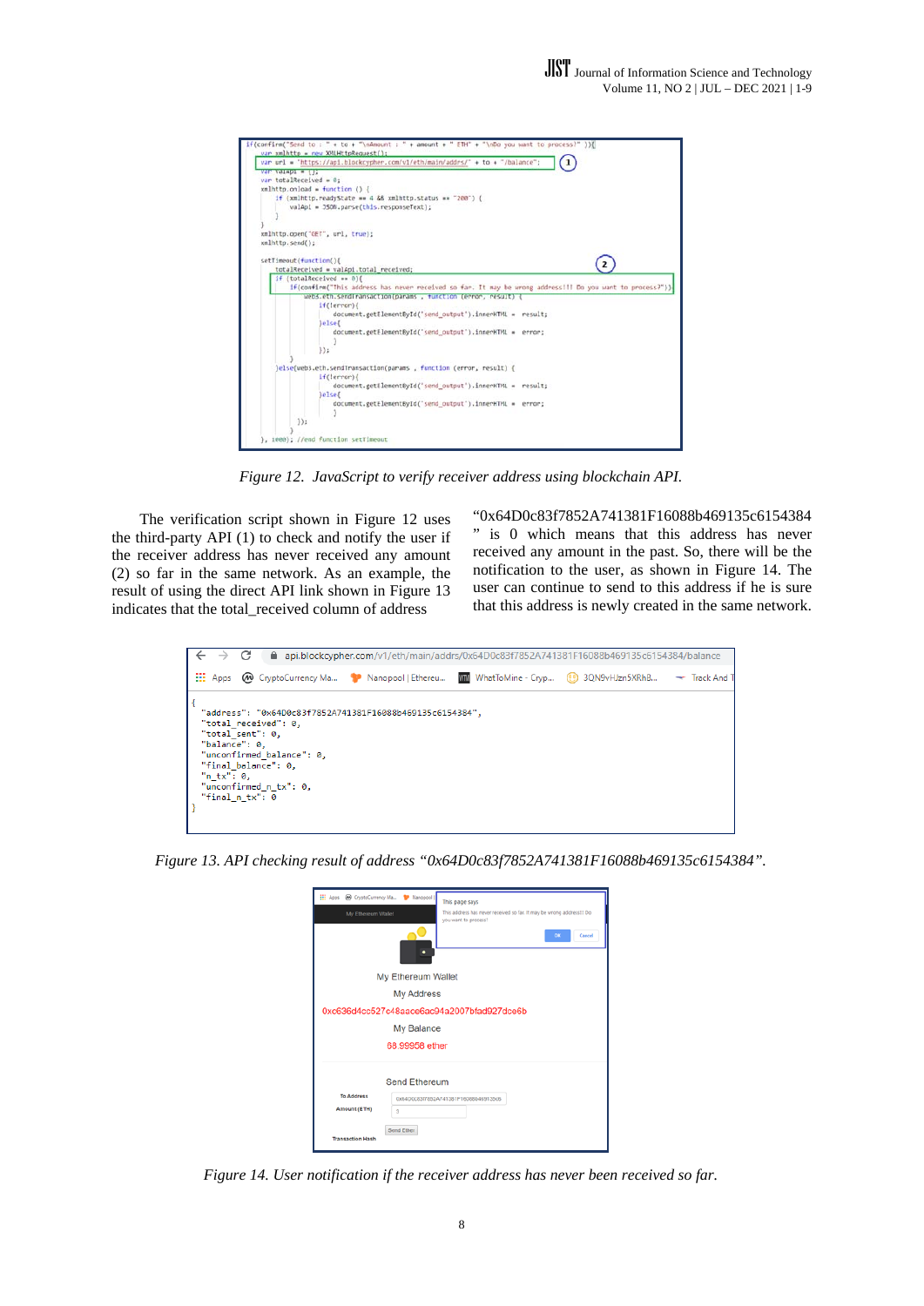```
if(confirm("Send to : " + to + "\nAmount : " + amount + " ETH" + "\nDo you want to process?" )){
    var xmlhttp = new XMLHttpRequest();
    var url = "https://api.blockcypher.com/v1/eth/main/addrs/" + to + "/balance";
    var valApi = {};
    var totalReceived = 0;
    xmlhttp.onload = function () {
        if (xmlhttp.readyState == 4 && xmlhttp.status == "200") {
            valApi = JSON.parse(this.responseText);
        }
    }
    xmlhttp.open("GET", url, true);
    xmlhttp.send();

    setTimeout(function(){
        totalReceived = valApi.total_received;
        if (totalReceived == 0){
            if(confirm("This address has never received so far. It may be wrong address!!! Do you want to process?")){
                web3.eth.sendTransaction(params , function (error, result) {
                    if(!error){
                        document.getElementById('send_output').innerHTML = result;
                    }else{
                        document.getElementById('send_output').innerHTML = error;
                    }
                });
            }
        }else{web3.eth.sendTransaction(params , function (error, result) {
                    if(!error){
                        document.getElementById('send_output').innerHTML = result;
                    }else{
                        document.getElementById('send_output').innerHTML = error;
                    }
                });
        }
    }, 1000); //end function setTimeout
```

*Figure 12. JavaScript to verify receiver address using blockchain API.*

The verification script shown in Figure 12 uses the third-party API (1) to check and notify the user if the receiver address has never received any amount (2) so far in the same network. As an example, the result of using the direct API link shown in Figure 13 indicates that the total_received column of address "0x64D0c83f7852A741381F16088b469135c6154384" is 0 which means that this address has never received any amount in the past. So, there will be the notification to the user, as shown in Figure 14. The user can continue to send to this address if he is sure that this address is newly created in the same network.

```
api.blockcypher.com/v1/eth/main/addrs/0x64D0c83f7852A741381F16088b469135c6154384/balance

{
  "address": "0x64D0c83f7852A741381F16088b469135c6154384",
  "total_received": 0,
  "total_sent": 0,
  "balance": 0,
  "unconfirmed_balance": 0,
  "final_balance": 0,
  "n_tx": 0,
  "unconfirmed_n_tx": 0,
  "final_n_tx": 0
}
```

*Figure 13. API checking result of address "0x64D0c83f7852A741381F16088b469135c6154384".*

*Figure 14. User notification if the receiver address has never been received so far.*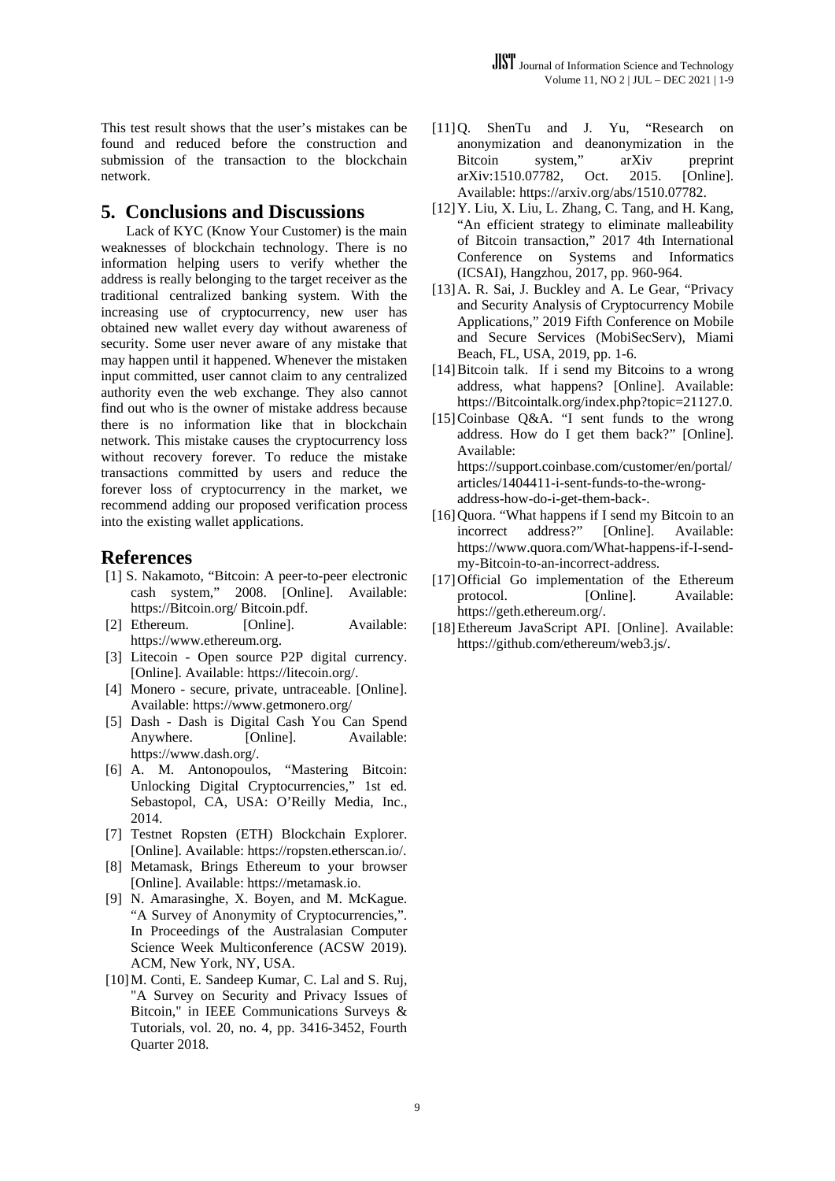This test result shows that the user's mistakes can be found and reduced before the construction and submission of the transaction to the blockchain network.

## 5. Conclusions and Discussions

Lack of KYC (Know Your Customer) is the main weaknesses of blockchain technology. There is no information helping users to verify whether the address is really belonging to the target receiver as the traditional centralized banking system. With the increasing use of cryptocurrency, new user has obtained new wallet every day without awareness of security. Some user never aware of any mistake that may happen until it happened. Whenever the mistaken input committed, user cannot claim to any centralized authority even the web exchange. They also cannot find out who is the owner of mistake address because there is no information like that in blockchain network. This mistake causes the cryptocurrency loss without recovery forever. To reduce the mistake transactions committed by users and reduce the forever loss of cryptocurrency in the market, we recommend adding our proposed verification process into the existing wallet applications.

## References

[1] S. Nakamoto, "Bitcoin: A peer-to-peer electronic cash system," 2008. [Online]. Available: https://Bitcoin.org/ Bitcoin.pdf.

[2] Ethereum. [Online]. Available: https://www.ethereum.org.

[3] Litecoin - Open source P2P digital currency. [Online]. Available: https://litecoin.org/.

[4] Monero - secure, private, untraceable. [Online]. Available: https://www.getmonero.org/

[5] Dash - Dash is Digital Cash You Can Spend Anywhere. [Online]. Available: https://www.dash.org/.

[6] A. M. Antonopoulos, "Mastering Bitcoin: Unlocking Digital Cryptocurrencies," 1st ed. Sebastopol, CA, USA: O'Reilly Media, Inc., 2014.

[7] Testnet Ropsten (ETH) Blockchain Explorer. [Online]. Available: https://ropsten.etherscan.io/.

[8] Metamask, Brings Ethereum to your browser [Online]. Available: https://metamask.io.

[9] N. Amarasinghe, X. Boyen, and M. McKague. "A Survey of Anonymity of Cryptocurrencies,". In Proceedings of the Australasian Computer Science Week Multiconference (ACSW 2019). ACM, New York, NY, USA.

[10] M. Conti, E. Sandeep Kumar, C. Lal and S. Ruj, "A Survey on Security and Privacy Issues of Bitcoin," in IEEE Communications Surveys & Tutorials, vol. 20, no. 4, pp. 3416-3452, Fourth Quarter 2018.

[11] Q. ShenTu and J. Yu, "Research on anonymization and deanonymization in the Bitcoin system," arXiv preprint arXiv:1510.07782, Oct. 2015. [Online]. Available: https://arxiv.org/abs/1510.07782.

[12] Y. Liu, X. Liu, L. Zhang, C. Tang, and H. Kang, "An efficient strategy to eliminate malleability of Bitcoin transaction," 2017 4th International Conference on Systems and Informatics (ICSAI), Hangzhou, 2017, pp. 960-964.

[13] A. R. Sai, J. Buckley and A. Le Gear, "Privacy and Security Analysis of Cryptocurrency Mobile Applications," 2019 Fifth Conference on Mobile and Secure Services (MobiSecServ), Miami Beach, FL, USA, 2019, pp. 1-6.

[14] Bitcoin talk. If i send my Bitcoins to a wrong address, what happens? [Online]. Available: https://Bitcointalk.org/index.php?topic=21127.0.

[15] Coinbase Q&A. "I sent funds to the wrong address. How do I get them back?" [Online]. Available: https://support.coinbase.com/customer/en/portal/articles/1404411-i-sent-funds-to-the-wrong-address-how-do-i-get-them-back-.

[16] Quora. "What happens if I send my Bitcoin to an incorrect address?" [Online]. Available: https://www.quora.com/What-happens-if-I-send-my-Bitcoin-to-an-incorrect-address.

[17] Official Go implementation of the Ethereum protocol. [Online]. Available: https://geth.ethereum.org/.

[18] Ethereum JavaScript API. [Online]. Available: https://github.com/ethereum/web3.js/.